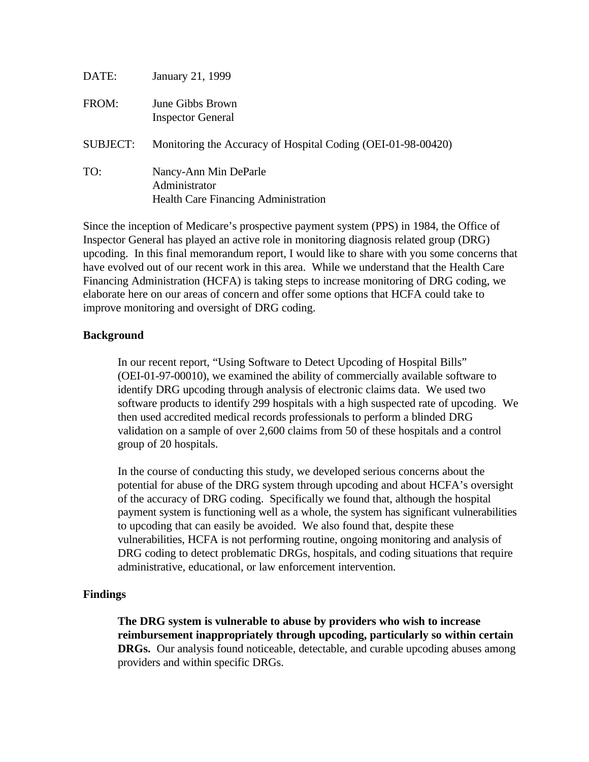DATE: January 21, 1999

FROM: June Gibbs Brown
Inspector General

SUBJECT: Monitoring the Accuracy of Hospital Coding (OEI-01-98-00420)

TO: Nancy-Ann Min DeParle
Administrator
Health Care Financing Administration

Since the inception of Medicare's prospective payment system (PPS) in 1984, the Office of Inspector General has played an active role in monitoring diagnosis related group (DRG) upcoding. In this final memorandum report, I would like to share with you some concerns that have evolved out of our recent work in this area. While we understand that the Health Care Financing Administration (HCFA) is taking steps to increase monitoring of DRG coding, we elaborate here on our areas of concern and offer some options that HCFA could take to improve monitoring and oversight of DRG coding.

**Background**

In our recent report, "Using Software to Detect Upcoding of Hospital Bills" (OEI-01-97-00010), we examined the ability of commercially available software to identify DRG upcoding through analysis of electronic claims data. We used two software products to identify 299 hospitals with a high suspected rate of upcoding. We then used accredited medical records professionals to perform a blinded DRG validation on a sample of over 2,600 claims from 50 of these hospitals and a control group of 20 hospitals.

In the course of conducting this study, we developed serious concerns about the potential for abuse of the DRG system through upcoding and about HCFA's oversight of the accuracy of DRG coding. Specifically we found that, although the hospital payment system is functioning well as a whole, the system has significant vulnerabilities to upcoding that can easily be avoided. We also found that, despite these vulnerabilities, HCFA is not performing routine, ongoing monitoring and analysis of DRG coding to detect problematic DRGs, hospitals, and coding situations that require administrative, educational, or law enforcement intervention.

**Findings**

**The DRG system is vulnerable to abuse by providers who wish to increase reimbursement inappropriately through upcoding, particularly so within certain DRGs.** Our analysis found noticeable, detectable, and curable upcoding abuses among providers and within specific DRGs.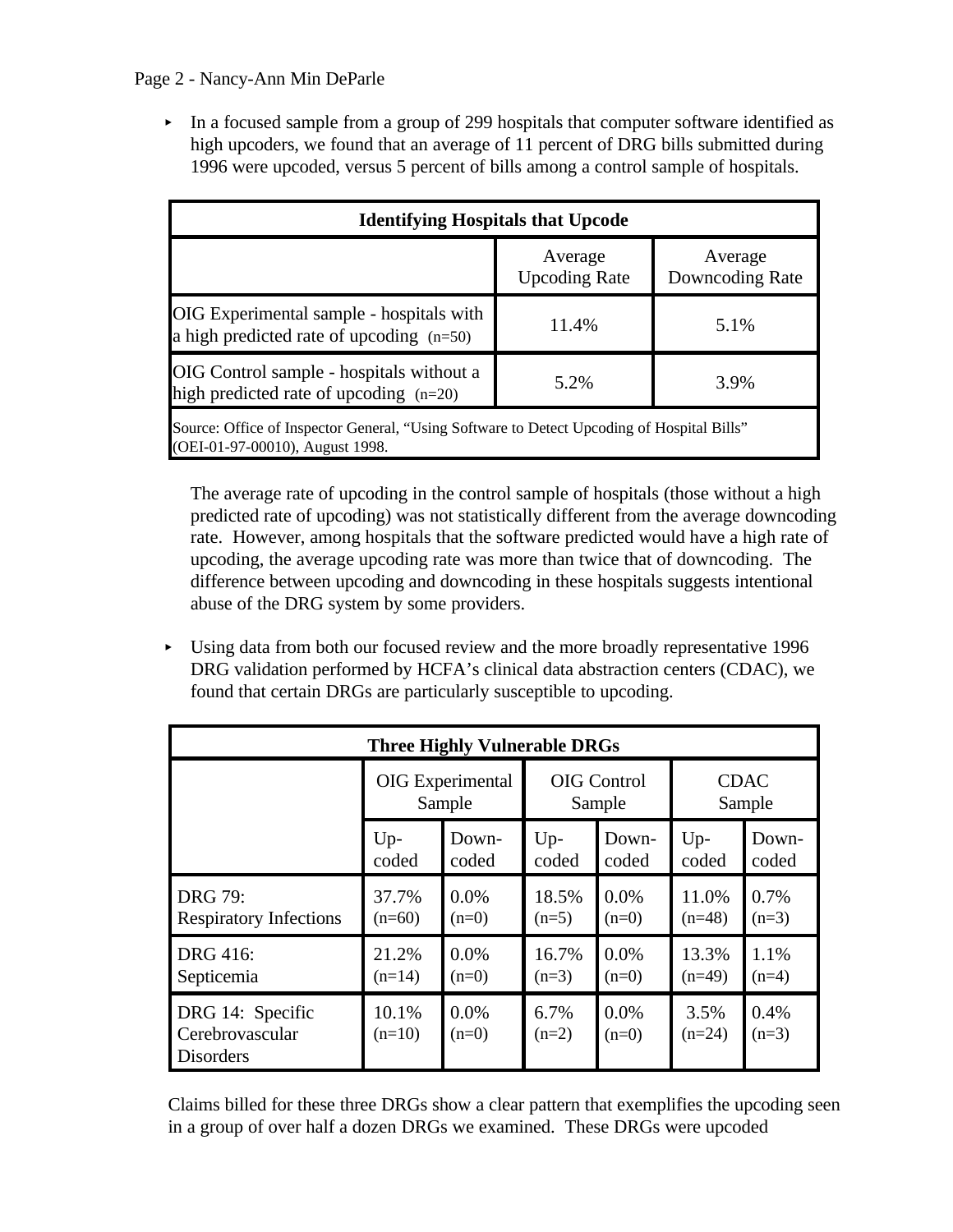- In a focused sample from a group of 299 hospitals that computer software identified as high upcoders, we found that an average of 11 percent of DRG bills submitted during 1996 were upcoded, versus 5 percent of bills among a control sample of hospitals.

| **Identifying Hospitals that Upcode** | | |
|---|---|---|
| | Average Upcoding Rate | Average Downcoding Rate |
| OIG Experimental sample - hospitals with a high predicted rate of upcoding (n=50) | 11.4% | 5.1% |
| OIG Control sample - hospitals without a high predicted rate of upcoding (n=20) | 5.2% | 3.9% |
| Source: Office of Inspector General, "Using Software to Detect Upcoding of Hospital Bills" (OEI-01-97-00010), August 1998. | | |

The average rate of upcoding in the control sample of hospitals (those without a high predicted rate of upcoding) was not statistically different from the average downcoding rate. However, among hospitals that the software predicted would have a high rate of upcoding, the average upcoding rate was more than twice that of downcoding. The difference between upcoding and downcoding in these hospitals suggests intentional abuse of the DRG system by some providers.

- Using data from both our focused review and the more broadly representative 1996 DRG validation performed by HCFA's clinical data abstraction centers (CDAC), we found that certain DRGs are particularly susceptible to upcoding.

| **Three Highly Vulnerable DRGs** | | | | | | |
|---|---|---|---|---|---|---|
| | OIG Experimental Sample | | OIG Control Sample | | CDAC Sample | |
| | Up-coded | Down-coded | Up-coded | Down-coded | Up-coded | Down-coded |
| DRG 79: Respiratory Infections | 37.7% (n=60) | 0.0% (n=0) | 18.5% (n=5) | 0.0% (n=0) | 11.0% (n=48) | 0.7% (n=3) |
| DRG 416: Septicemia | 21.2% (n=14) | 0.0% (n=0) | 16.7% (n=3) | 0.0% (n=0) | 13.3% (n=49) | 1.1% (n=4) |
| DRG 14: Specific Cerebrovascular Disorders | 10.1% (n=10) | 0.0% (n=0) | 6.7% (n=2) | 0.0% (n=0) | 3.5% (n=24) | 0.4% (n=3) |

Claims billed for these three DRGs show a clear pattern that exemplifies the upcoding seen in a group of over half a dozen DRGs we examined. These DRGs were upcoded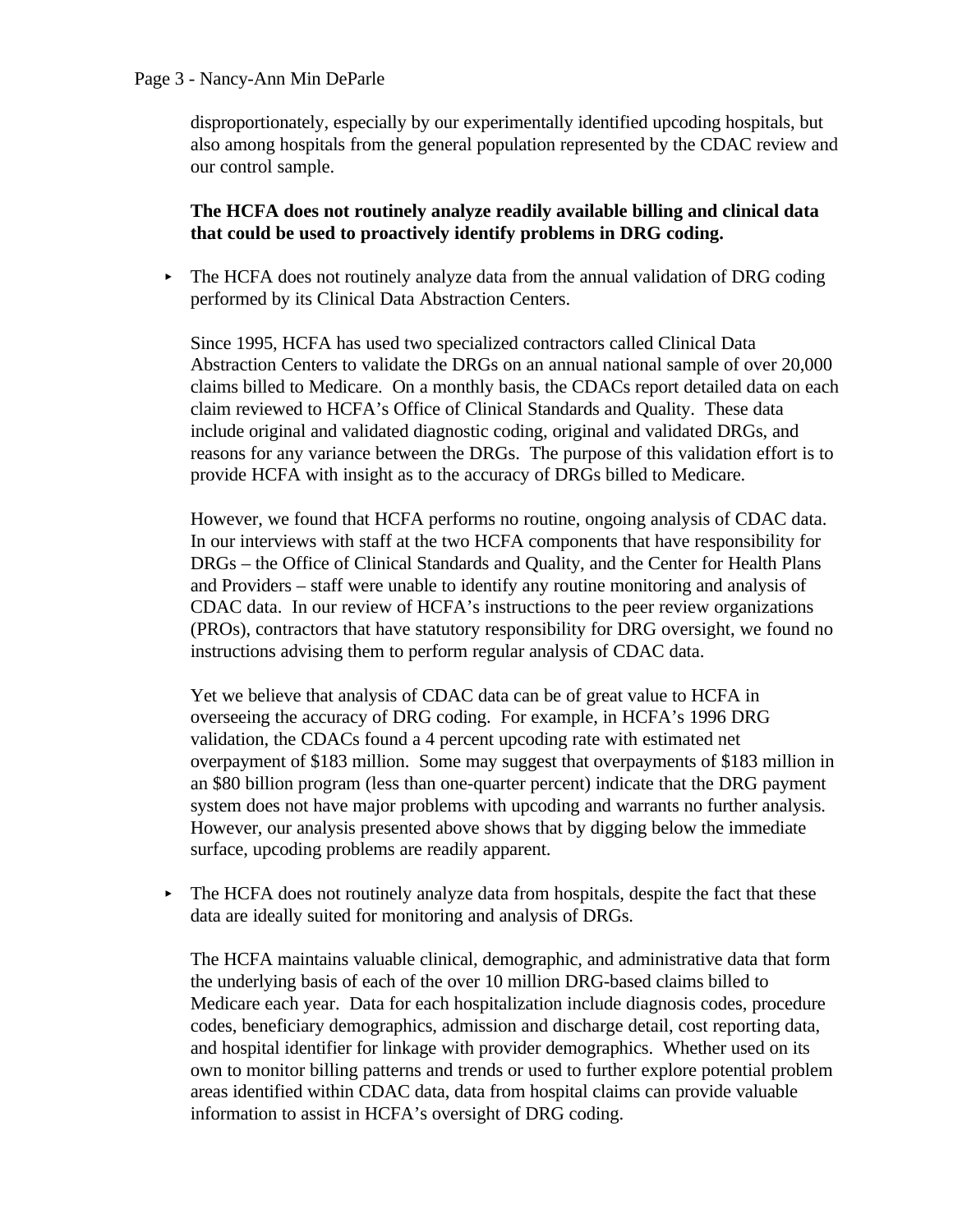disproportionately, especially by our experimentally identified upcoding hospitals, but also among hospitals from the general population represented by the CDAC review and our control sample.

**The HCFA does not routinely analyze readily available billing and clinical data that could be used to proactively identify problems in DRG coding.**

- The HCFA does not routinely analyze data from the annual validation of DRG coding performed by its Clinical Data Abstraction Centers.

  Since 1995, HCFA has used two specialized contractors called Clinical Data Abstraction Centers to validate the DRGs on an annual national sample of over 20,000 claims billed to Medicare. On a monthly basis, the CDACs report detailed data on each claim reviewed to HCFA's Office of Clinical Standards and Quality. These data include original and validated diagnostic coding, original and validated DRGs, and reasons for any variance between the DRGs. The purpose of this validation effort is to provide HCFA with insight as to the accuracy of DRGs billed to Medicare.

  However, we found that HCFA performs no routine, ongoing analysis of CDAC data. In our interviews with staff at the two HCFA components that have responsibility for DRGs – the Office of Clinical Standards and Quality, and the Center for Health Plans and Providers – staff were unable to identify any routine monitoring and analysis of CDAC data. In our review of HCFA's instructions to the peer review organizations (PROs), contractors that have statutory responsibility for DRG oversight, we found no instructions advising them to perform regular analysis of CDAC data.

  Yet we believe that analysis of CDAC data can be of great value to HCFA in overseeing the accuracy of DRG coding. For example, in HCFA's 1996 DRG validation, the CDACs found a 4 percent upcoding rate with estimated net overpayment of $183 million. Some may suggest that overpayments of $183 million in an $80 billion program (less than one-quarter percent) indicate that the DRG payment system does not have major problems with upcoding and warrants no further analysis. However, our analysis presented above shows that by digging below the immediate surface, upcoding problems are readily apparent.

- The HCFA does not routinely analyze data from hospitals, despite the fact that these data are ideally suited for monitoring and analysis of DRGs.

  The HCFA maintains valuable clinical, demographic, and administrative data that form the underlying basis of each of the over 10 million DRG-based claims billed to Medicare each year. Data for each hospitalization include diagnosis codes, procedure codes, beneficiary demographics, admission and discharge detail, cost reporting data, and hospital identifier for linkage with provider demographics. Whether used on its own to monitor billing patterns and trends or used to further explore potential problem areas identified within CDAC data, data from hospital claims can provide valuable information to assist in HCFA's oversight of DRG coding.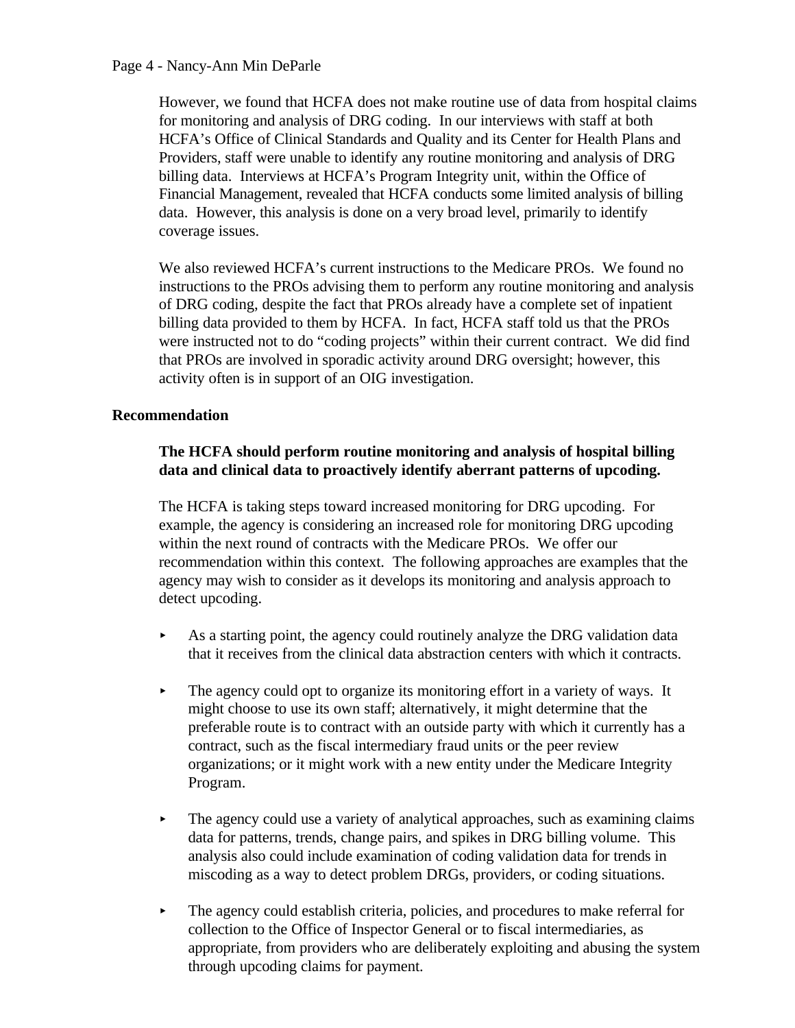However, we found that HCFA does not make routine use of data from hospital claims for monitoring and analysis of DRG coding. In our interviews with staff at both HCFA's Office of Clinical Standards and Quality and its Center for Health Plans and Providers, staff were unable to identify any routine monitoring and analysis of DRG billing data. Interviews at HCFA's Program Integrity unit, within the Office of Financial Management, revealed that HCFA conducts some limited analysis of billing data. However, this analysis is done on a very broad level, primarily to identify coverage issues.

We also reviewed HCFA's current instructions to the Medicare PROs. We found no instructions to the PROs advising them to perform any routine monitoring and analysis of DRG coding, despite the fact that PROs already have a complete set of inpatient billing data provided to them by HCFA. In fact, HCFA staff told us that the PROs were instructed not to do "coding projects" within their current contract. We did find that PROs are involved in sporadic activity around DRG oversight; however, this activity often is in support of an OIG investigation.

**Recommendation**

**The HCFA should perform routine monitoring and analysis of hospital billing data and clinical data to proactively identify aberrant patterns of upcoding.**

The HCFA is taking steps toward increased monitoring for DRG upcoding. For example, the agency is considering an increased role for monitoring DRG upcoding within the next round of contracts with the Medicare PROs. We offer our recommendation within this context. The following approaches are examples that the agency may wish to consider as it develops its monitoring and analysis approach to detect upcoding.

- As a starting point, the agency could routinely analyze the DRG validation data that it receives from the clinical data abstraction centers with which it contracts.

- The agency could opt to organize its monitoring effort in a variety of ways. It might choose to use its own staff; alternatively, it might determine that the preferable route is to contract with an outside party with which it currently has a contract, such as the fiscal intermediary fraud units or the peer review organizations; or it might work with a new entity under the Medicare Integrity Program.

- The agency could use a variety of analytical approaches, such as examining claims data for patterns, trends, change pairs, and spikes in DRG billing volume. This analysis also could include examination of coding validation data for trends in miscoding as a way to detect problem DRGs, providers, or coding situations.

- The agency could establish criteria, policies, and procedures to make referral for collection to the Office of Inspector General or to fiscal intermediaries, as appropriate, from providers who are deliberately exploiting and abusing the system through upcoding claims for payment.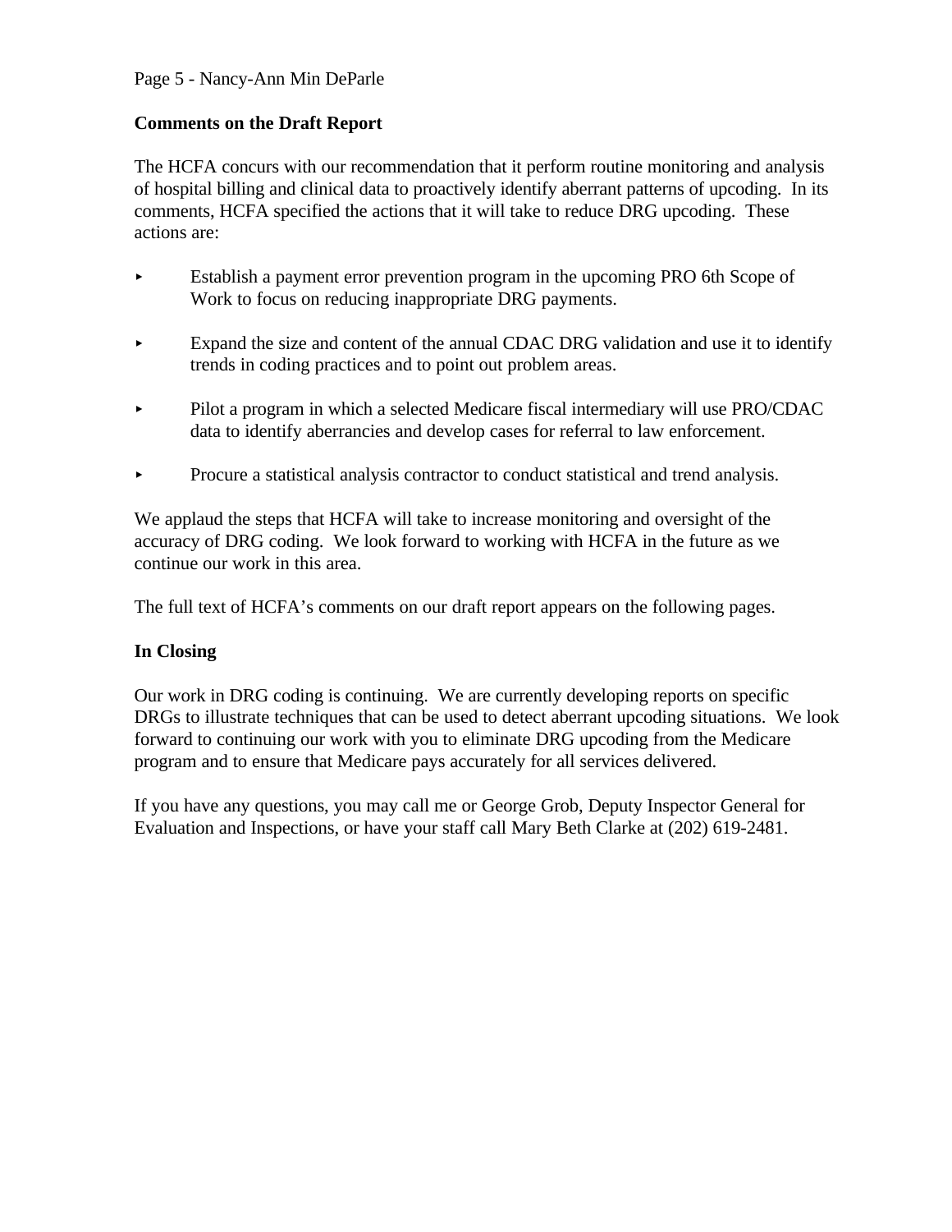**Comments on the Draft Report**

The HCFA concurs with our recommendation that it perform routine monitoring and analysis of hospital billing and clinical data to proactively identify aberrant patterns of upcoding. In its comments, HCFA specified the actions that it will take to reduce DRG upcoding. These actions are:

- Establish a payment error prevention program in the upcoming PRO 6th Scope of Work to focus on reducing inappropriate DRG payments.

- Expand the size and content of the annual CDAC DRG validation and use it to identify trends in coding practices and to point out problem areas.

- Pilot a program in which a selected Medicare fiscal intermediary will use PRO/CDAC data to identify aberrancies and develop cases for referral to law enforcement.

- Procure a statistical analysis contractor to conduct statistical and trend analysis.

We applaud the steps that HCFA will take to increase monitoring and oversight of the accuracy of DRG coding. We look forward to working with HCFA in the future as we continue our work in this area.

The full text of HCFA's comments on our draft report appears on the following pages.

**In Closing**

Our work in DRG coding is continuing. We are currently developing reports on specific DRGs to illustrate techniques that can be used to detect aberrant upcoding situations. We look forward to continuing our work with you to eliminate DRG upcoding from the Medicare program and to ensure that Medicare pays accurately for all services delivered.

If you have any questions, you may call me or George Grob, Deputy Inspector General for Evaluation and Inspections, or have your staff call Mary Beth Clarke at (202) 619-2481.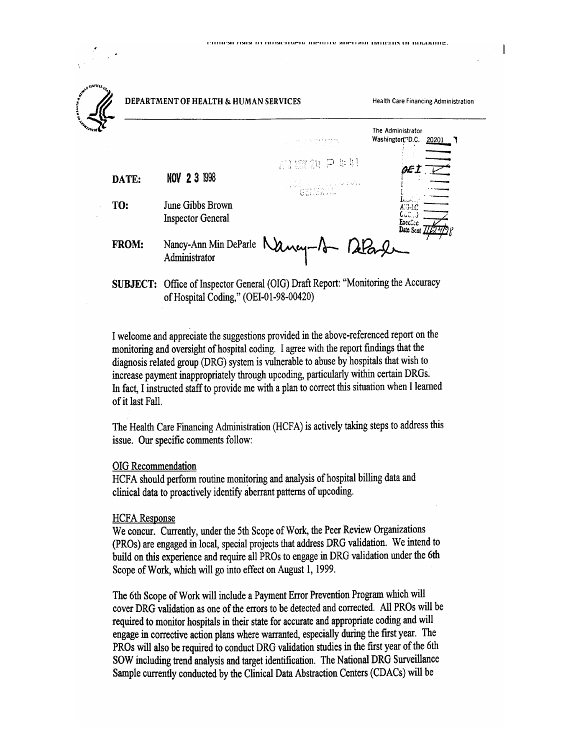DEPARTMENT OF HEALTH & HUMAN SERVICES

Health Care Financing Administration

The Administrator
Washington, D.C. 20201

| | |
|---|---|
| **DATE:** | NOV 23 1998 |
| **TO:** | June Gibbs Brown<br>Inspector General |
| **FROM:** | Nancy-Ann Min DeParle<br>Administrator |

**SUBJECT:** Office of Inspector General (OIG) Draft Report: "Monitoring the Accuracy of Hospital Coding," (OEI-01-98-00420)

I welcome and appreciate the suggestions provided in the above-referenced report on the monitoring and oversight of hospital coding. I agree with the report findings that the diagnosis related group (DRG) system is vulnerable to abuse by hospitals that wish to increase payment inappropriately through upcoding, particularly within certain DRGs. In fact, I instructed staff to provide me with a plan to correct this situation when I learned of it last Fall.

The Health Care Financing Administration (HCFA) is actively taking steps to address this issue. Our specific comments follow:

OIG Recommendation

HCFA should perform routine monitoring and analysis of hospital billing data and clinical data to proactively identify aberrant patterns of upcoding.

HCFA Response

We concur. Currently, under the 5th Scope of Work, the Peer Review Organizations (PROs) are engaged in local, special projects that address DRG validation. We intend to build on this experience and require all PROs to engage in DRG validation under the 6th Scope of Work, which will go into effect on August 1, 1999.

The 6th Scope of Work will include a Payment Error Prevention Program which will cover DRG validation as one of the errors to be detected and corrected. All PROs will be required to monitor hospitals in their state for accurate and appropriate coding and will engage in corrective action plans where warranted, especially during the first year. The PROs will also be required to conduct DRG validation studies in the first year of the 6th SOW including trend analysis and target identification. The National DRG Surveillance Sample currently conducted by the Clinical Data Abstraction Centers (CDACs) will be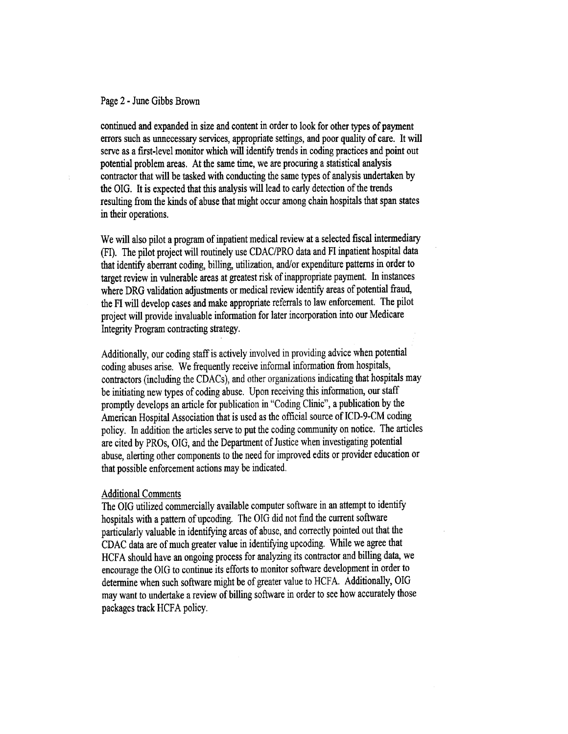continued and expanded in size and content in order to look for other types of payment errors such as unnecessary services, appropriate settings, and poor quality of care. It will serve as a first-level monitor which will identify trends in coding practices and point out potential problem areas. At the same time, we are procuring a statistical analysis contractor that will be tasked with conducting the same types of analysis undertaken by the OIG. It is expected that this analysis will lead to early detection of the trends resulting from the kinds of abuse that might occur among chain hospitals that span states in their operations.

We will also pilot a program of inpatient medical review at a selected fiscal intermediary (FI). The pilot project will routinely use CDAC/PRO data and FI inpatient hospital data that identify aberrant coding, billing, utilization, and/or expenditure patterns in order to target review in vulnerable areas at greatest risk of inappropriate payment. In instances where DRG validation adjustments or medical review identify areas of potential fraud, the FI will develop cases and make appropriate referrals to law enforcement. The pilot project will provide invaluable information for later incorporation into our Medicare Integrity Program contracting strategy.

Additionally, our coding staff is actively involved in providing advice when potential coding abuses arise. We frequently receive informal information from hospitals, contractors (including the CDACs), and other organizations indicating that hospitals may be initiating new types of coding abuse. Upon receiving this information, our staff promptly develops an article for publication in "Coding Clinic", a publication by the American Hospital Association that is used as the official source of ICD-9-CM coding policy. In addition the articles serve to put the coding community on notice. The articles are cited by PROs, OIG, and the Department of Justice when investigating potential abuse, alerting other components to the need for improved edits or provider education or that possible enforcement actions may be indicated.

## Additional Comments

The OIG utilized commercially available computer software in an attempt to identify hospitals with a pattern of upcoding. The OIG did not find the current software particularly valuable in identifying areas of abuse, and correctly pointed out that the CDAC data are of much greater value in identifying upcoding. While we agree that HCFA should have an ongoing process for analyzing its contractor and billing data, we encourage the OIG to continue its efforts to monitor software development in order to determine when such software might be of greater value to HCFA. Additionally, OIG may want to undertake a review of billing software in order to see how accurately those packages track HCFA policy.